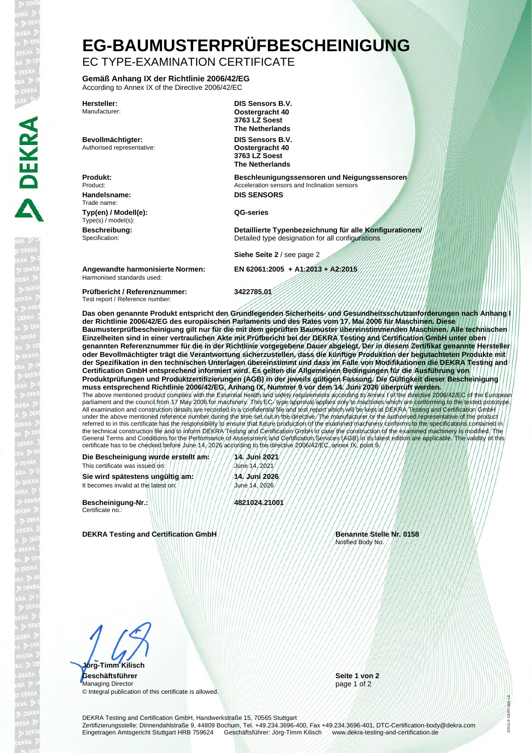# EG-BAUMUSTERPRÜFBESCHEINIGUNG

EC TYPE-EXAMINATION CERTIFICATE

**Gemäß Anhang IX der Richtlinie 2006/42/EG**
According to Annex IX of the Directive 2006/42/EC

| | |
|---|---|
| **Hersteller:**<br>Manufacturer: | **DIS Sensors B.V.**<br>**Oostergracht 40**<br>**3763 LZ Soest**<br>**The Netherlands** |
| **Bevollmächtigter:**<br>Authorised representative: | **DIS Sensors B.V.**<br>**Oostergracht 40**<br>**3763 LZ Soest**<br>**The Netherlands** |
| **Produkt:**<br>Product: | **Beschleunigungssensoren und Neigungssensoren**<br>Acceleration sensors and Inclination sensors |
| **Handelsname:**<br>Trade name: | **DIS SENSORS** |
| **Typ(en) / Modell(e):**<br>Type(s) / model(s): | **QG-series** |
| **Beschreibung:**<br>Specification: | **Detaillierte Typenbezeichnung für alle Konfigurationen/**<br>Detailed type designation for all configurations<br><br>**Siehe Seite 2** / see page 2 |
| **Angewandte harmonisierte Normen:**<br>Harmonised standards used: | **EN 62061:2005 + A1:2013 + A2:2015** |
| **Prüfbericht / Referenznummer:**<br>Test report / Reference number: | **3422785.01** |

**Das oben genannte Produkt entspricht den Grundlegenden Sicherheits- und Gesundheitsschutzanforderungen nach Anhang I der Richtlinie 2006/42/EG des europäischen Parlaments und des Rates vom 17. Mai 2006 für Maschinen. Diese Baumusterprüfbescheinigung gilt nur für die mit dem geprüften Baumuster übereinstimmenden Maschinen. Alle technischen Einzelheiten sind in einer vertraulichen Akte mit Prüfbericht bei der DEKRA Testing and Certification GmbH unter oben genannten Referenznummer für die in der Richtlinie vorgegebene Dauer abgelegt. Der in diesem Zertifikat genannte Hersteller oder Bevollmächtigter trägt die Verantwortung sicherzustellen, dass die künftige Produktion der begutachteten Produkte mit der Spezifikation in den technischen Unterlagen übereinstimmt und dass im Falle von Modifikationen die DEKRA Testing and Certification GmbH entsprechend informiert wird. Es gelten die Allgemeinen Bedingungen für die Ausführung von Produktprüfungen und Produktzertifizierungen (AGB) in der jeweils gültigen Fassung. Die Gültigkeit dieser Bescheinigung muss entsprechend Richtlinie 2006/42/EG, Anhang IX, Nummer 9 vor dem 14. Juni 2026 überprüft werden.**

The above mentioned product complies with the Essential health and safety requirements according to Annex I of the directive 2006/42/EC of the European parliament and the council from 17 May 2006 for machinery. This EC- type approval applies only to machines which are conforming to the tested prototype. All examination and construction details are recorded in a confidential file and test report which will be kept at DEKRA Testing and Certification GmbH under the above mentioned reference number during the time set out in the directive. The manufacturer or the authorised representative of the product referred to in this certificate has the responsibility to ensure that future production of the examined machinery conforms to the specifications contained in the technical construction file and to inform DEKRA Testing and Certification GmbH in case the construction of the examined machinery is modified. The General Terms and Conditions for the Performance of Assessment and Certification Services (AGB) in its latest edition are applicable. The validity of this certificate has to be checked before June 14, 2026 according to the directive 2006/42/EC, annex IX, point 9.

| | |
|---|---|
| **Die Bescheinigung wurde erstellt am:**<br>This certificate was issued on: | **14. Juni 2021**<br>June 14, 2021 |
| **Sie wird spätestens ungültig am:**<br>It becomes invalid at the latest on: | **14. Juni 2026**<br>June 14, 2026 |
| **Bescheinigung-Nr.:**<br>Certificate no.: | **4821024.21001** |

**DEKRA Testing and Certification GmbH**

**Benannte Stelle Nr. 0158**
Notified Body No.

**Jörg-Timm Kilisch**
**Geschäftsführer**
Managing Director
© Integral publication of this certificate is allowed.

DEKRA Testing and Certification GmbH, Handwerkstraße 15, 70565 Stuttgart
Zertifizierungsstelle: Dinnendahlstraße 9, 44809 Bochum, Tel. +49.234.3696-400, Fax +49.234.3696-401, DTC-Certification-body@dekra.com
Eingetragen Amtsgericht Stuttgart HRB 759624 Geschäftsführer: Jörg-Timm Kilisch www.dekra-testing-and-certification.de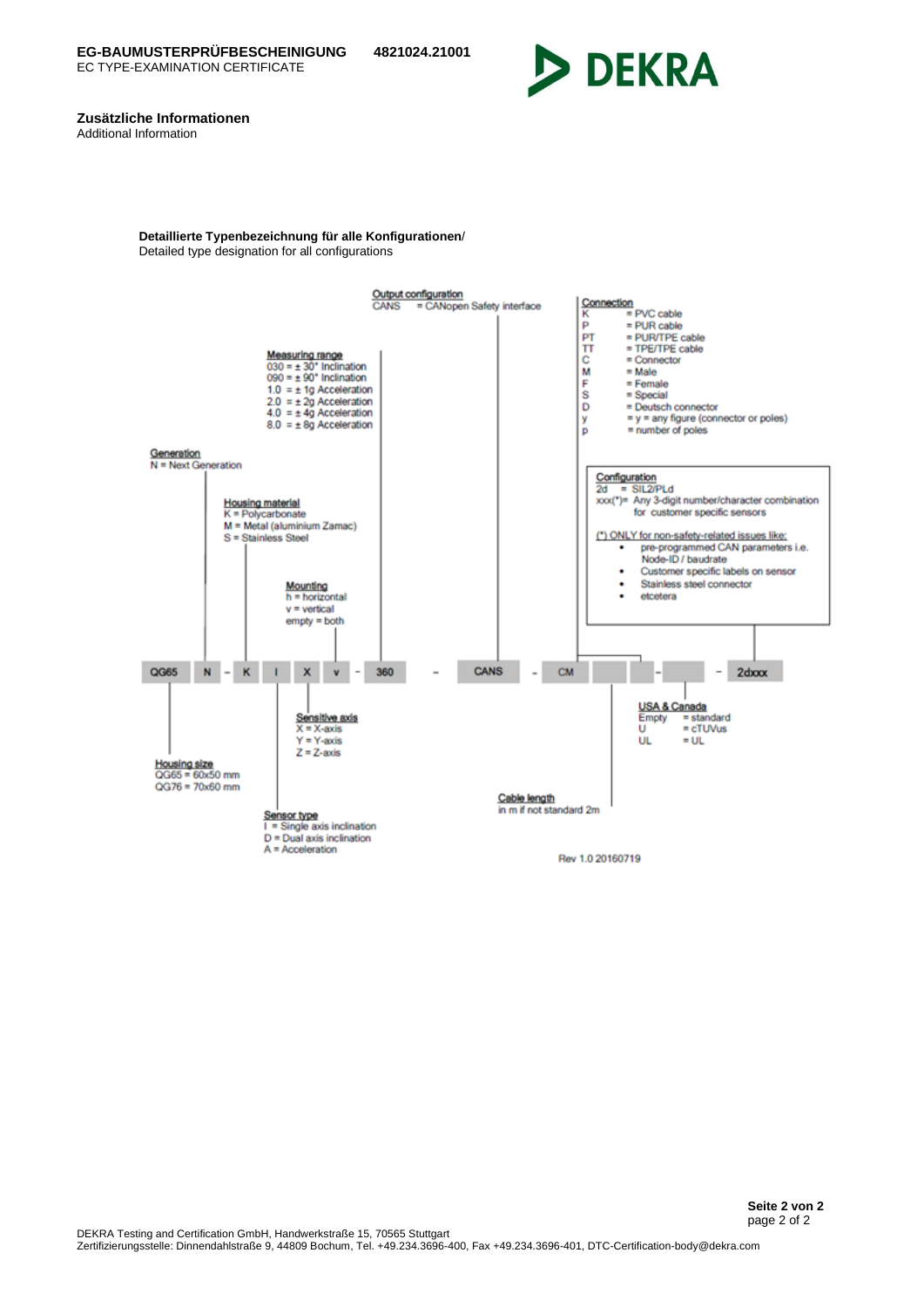EG-BAUMUSTERPRÜFBESCHEINIGUNG 4821024.21001
EC TYPE-EXAMINATION CERTIFICATE

## Zusätzliche Informationen
Additional Information

**Detaillierte Typenbezeichnung für alle Konfigurationen**/
Detailed type designation for all configurations

Output configuration
CANS = CANopen Safety interface

Connection
K = PVC cable
P = PUR cable
PT = PUR/TPE cable
TT = TPE/TPE cable
C = Connector
M = Male
F = Female
S = Special
D = Deutsch connector
y = y = any figure (connector or poles)
p = number of poles

Measuring range
030 = ± 30° Inclination
090 = ± 90° Inclination
1.0 = ± 1g Acceleration
2.0 = ± 2g Acceleration
4.0 = ± 4g Acceleration
8.0 = ± 8g Acceleration

Generation
N = Next Generation

Configuration
2d = SIL2/PLd
xxx(\*)= Any 3-digit number/character combination for customer specific sensors

(\*) ONLY for non-safety-related issues like:
- pre-programmed CAN parameters i.e. Node-ID / baudrate
- Customer specific labels on sensor
- Stainless steel connector
- etcetera

Housing material
K = Polycarbonate
M = Metal (aluminium Zamac)
S = Stainless Steel

Mounting
h = horizontal
v = vertical
empty = both

QG65 | N | - | K | I | X | v | - | 360 | - | CANS | - | CM | | | - | | - | 2dxxx

Sensitive axis
X = X-axis
Y = Y-axis
Z = Z-axis

USA & Canada
Empty = standard
U = cTUVus
UL = UL

Housing size
QG65 = 60x50 mm
QG76 = 70x60 mm

Cable length
in m if not standard 2m

Sensor type
I = Single axis inclination
D = Dual axis inclination
A = Acceleration

Rev 1.0 20160719

DEKRA Testing and Certification GmbH, Handwerkstraße 15, 70565 Stuttgart
Zertifizierungsstelle: Dinnendahlstraße 9, 44809 Bochum, Tel. +49.234.3696-400, Fax +49.234.3696-401, DTC-Certification-body@dekra.com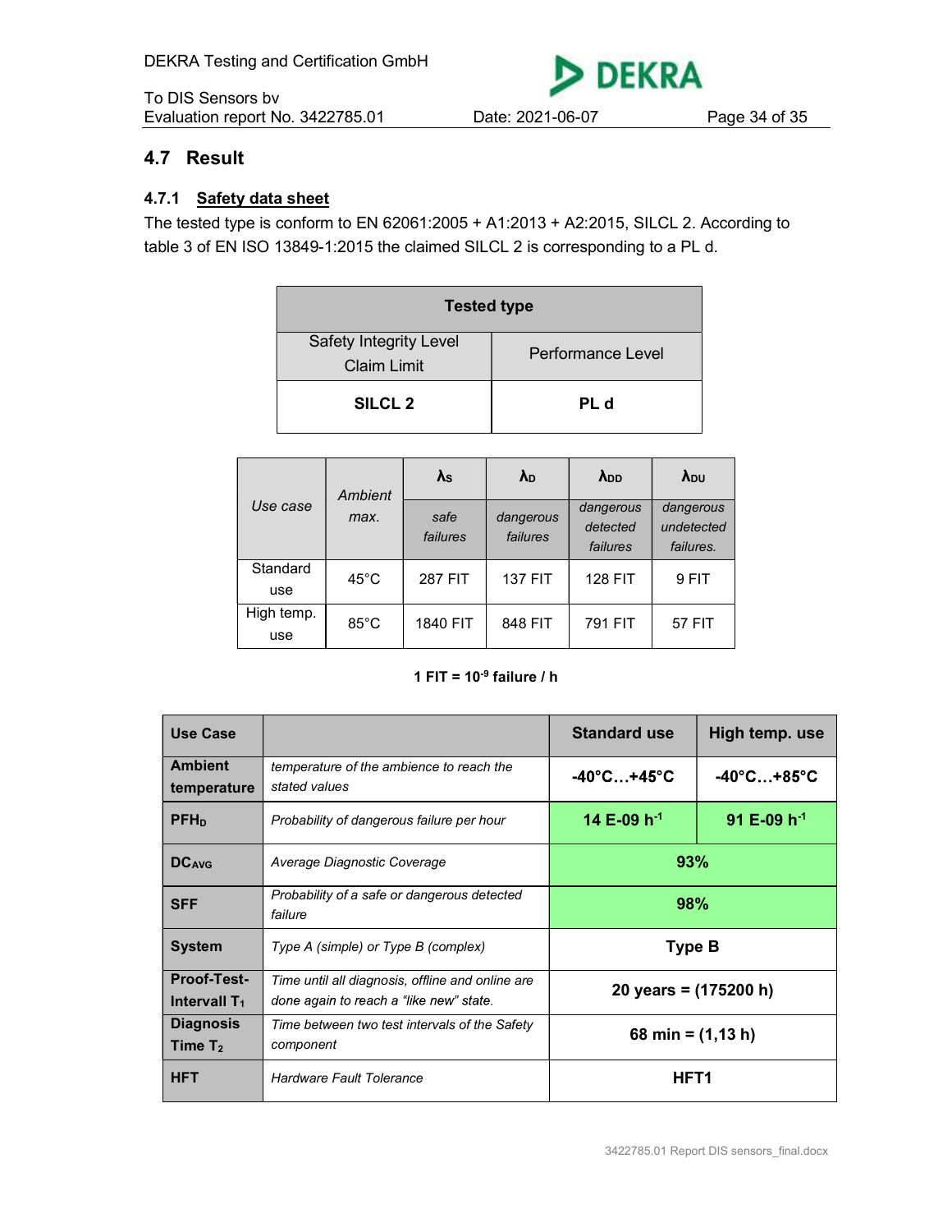## 4.7 Result

### 4.7.1 Safety data sheet

The tested type is conform to EN 62061:2005 + A1:2013 + A2:2015, SILCL 2. According to table 3 of EN ISO 13849-1:2015 the claimed SILCL 2 is corresponding to a PL d.

| Tested type | |
|---|---|
| Safety Integrity Level Claim Limit | Performance Level |
| **SILCL 2** | **PL d** |

| *Use case* | *Ambient max.* | $\lambda_S$ | $\lambda_D$ | $\lambda_{DD}$ | $\lambda_{DU}$ |
|---|---|---|---|---|---|
| | | *safe failures* | *dangerous failures* | *dangerous detected failures* | *dangerous undetected failures.* |
| Standard use | 45°C | 287 FIT | 137 FIT | 128 FIT | 9 FIT |
| High temp. use | 85°C | 1840 FIT | 848 FIT | 791 FIT | 57 FIT |

**1 FIT = $10^{-9}$ failure / h**

| **Use Case** | | **Standard use** | **High temp. use** |
|---|---|---|---|
| **Ambient temperature** | *temperature of the ambience to reach the stated values* | **-40°C…+45°C** | **-40°C…+85°C** |
| **$PFH_D$** | *Probability of dangerous failure per hour* | **14 E-09 $h^{-1}$** | **91 E-09 $h^{-1}$** |
| **$DC_{AVG}$** | *Average Diagnostic Coverage* | **93%** | |
| **SFF** | *Probability of a safe or dangerous detected failure* | **98%** | |
| **System** | *Type A (simple) or Type B (complex)* | **Type B** | |
| **Proof-Test-Intervall $T_1$** | *Time until all diagnosis, offline and online are done again to reach a "like new" state.* | **20 years = (175200 h)** | |
| **Diagnosis Time $T_2$** | *Time between two test intervals of the Safety component* | **68 min = (1,13 h)** | |
| **HFT** | *Hardware Fault Tolerance* | **HFT1** | |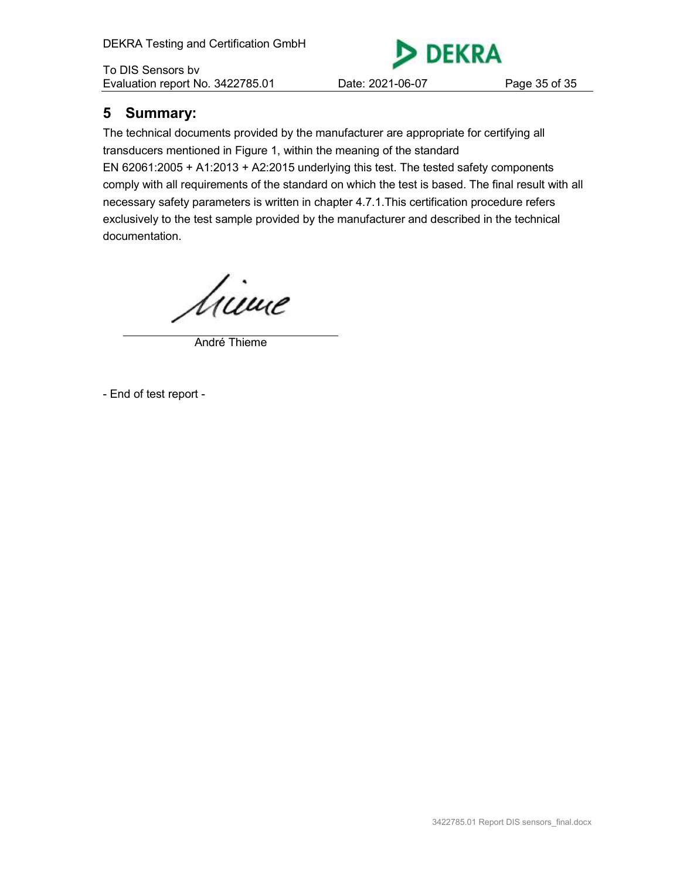## 5 Summary:

The technical documents provided by the manufacturer are appropriate for certifying all transducers mentioned in Figure 1, within the meaning of the standard EN 62061:2005 + A1:2013 + A2:2015 underlying this test. The tested safety components comply with all requirements of the standard on which the test is based. The final result with all necessary safety parameters is written in chapter 4.7.1.This certification procedure refers exclusively to the test sample provided by the manufacturer and described in the technical documentation.

André Thieme

- End of test report -